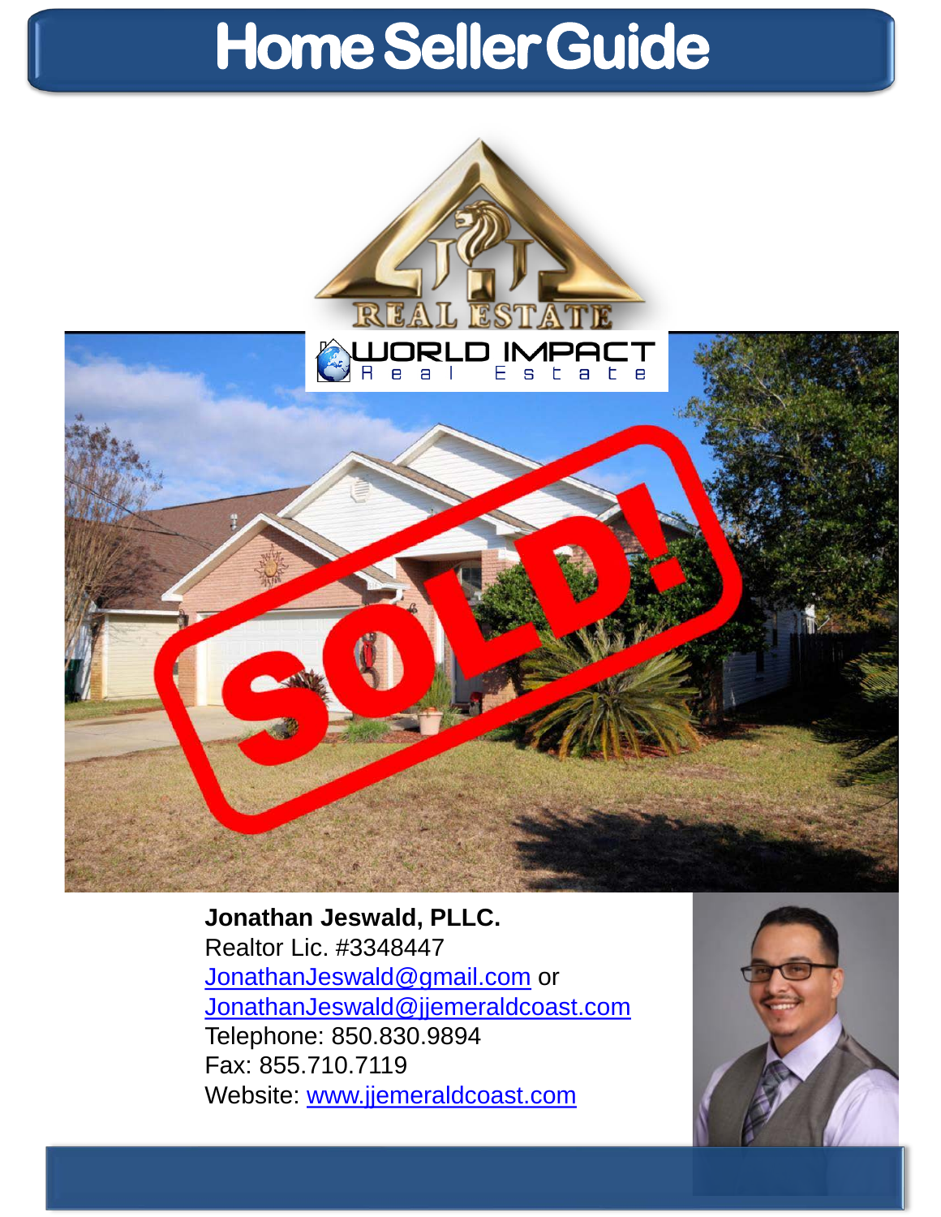# Home Seller Guide

**Jonathan Jeswald, PLLC.**
Realtor Lic. #3348447
JonathanJeswald@gmail.com or
JonathanJeswald@jjemeraldcoast.com
Telephone: 850.830.9894
Fax: 855.710.7119
Website: www.jjemeraldcoast.com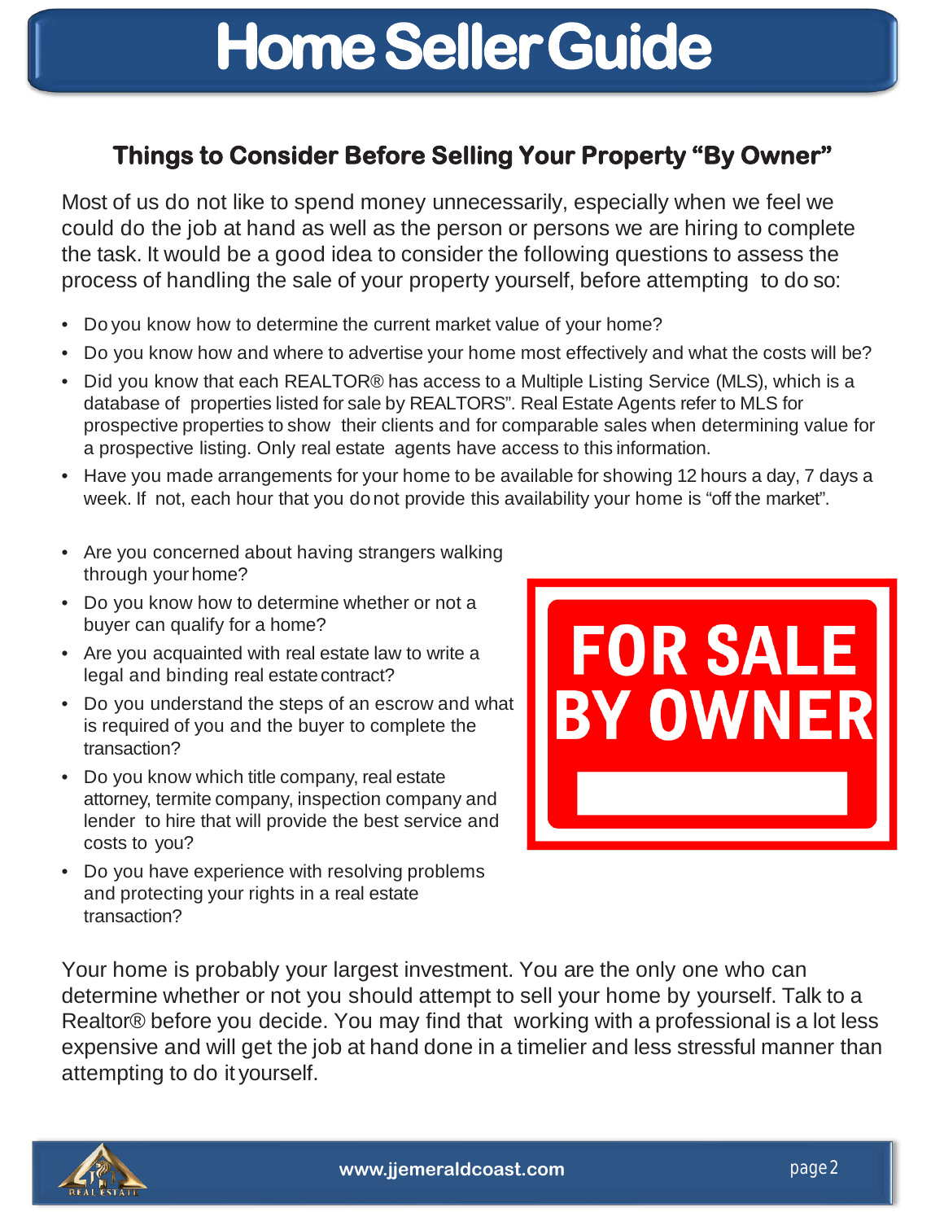# Home Seller Guide

## Things to Consider Before Selling Your Property "By Owner"

Most of us do not like to spend money unnecessarily, especially when we feel we could do the job at hand as well as the person or persons we are hiring to complete the task. It would be a good idea to consider the following questions to assess the process of handling the sale of your property yourself, before attempting to do so:

- Do you know how to determine the current market value of your home?
- Do you know how and where to advertise your home most effectively and what the costs will be?
- Did you know that each REALTOR® has access to a Multiple Listing Service (MLS), which is a database of properties listed for sale by REALTORS". Real Estate Agents refer to MLS for prospective properties to show their clients and for comparable sales when determining value for a prospective listing. Only real estate agents have access to this information.
- Have you made arrangements for your home to be available for showing 12 hours a day, 7 days a week. If not, each hour that you do not provide this availability your home is "off the market".
- Are you concerned about having strangers walking through your home?
- Do you know how to determine whether or not a buyer can qualify for a home?
- Are you acquainted with real estate law to write a legal and binding real estate contract?
- Do you understand the steps of an escrow and what is required of you and the buyer to complete the transaction?
- Do you know which title company, real estate attorney, termite company, inspection company and lender to hire that will provide the best service and costs to you?
- Do you have experience with resolving problems and protecting your rights in a real estate transaction?

FOR SALE BY OWNER

Your home is probably your largest investment. You are the only one who can determine whether or not you should attempt to sell your home by yourself. Talk to a Realtor® before you decide. You may find that working with a professional is a lot less expensive and will get the job at hand done in a timelier and less stressful manner than attempting to do it yourself.

www.jjemeraldcoast.com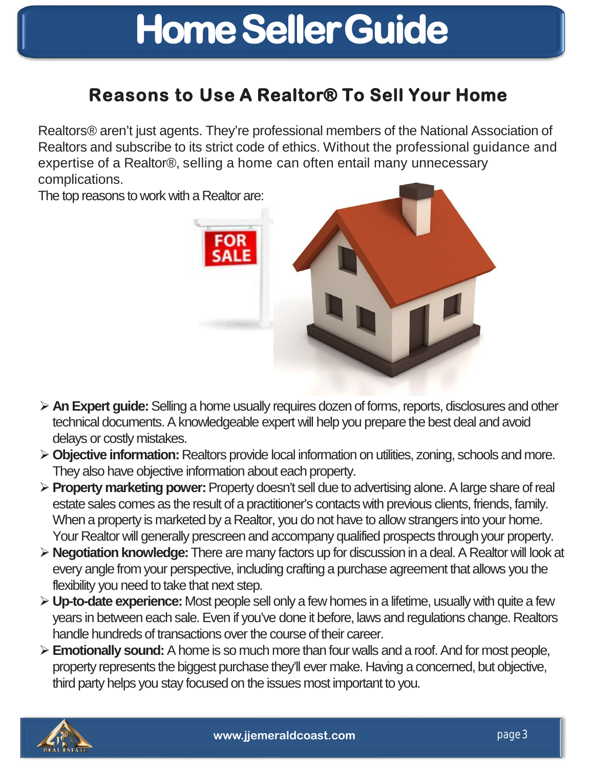# Home Seller Guide

## Reasons to Use A Realtor® To Sell Your Home

Realtors® aren't just agents. They're professional members of the National Association of Realtors and subscribe to its strict code of ethics. Without the professional guidance and expertise of a Realtor®, selling a home can often entail many unnecessary complications.

The top reasons to work with a Realtor are:

- **An Expert guide:** Selling a home usually requires dozen of forms, reports, disclosures and other technical documents. A knowledgeable expert will help you prepare the best deal and avoid delays or costly mistakes.
- **Objective information:** Realtors provide local information on utilities, zoning, schools and more. They also have objective information about each property.
- **Property marketing power:** Property doesn't sell due to advertising alone. A large share of real estate sales comes as the result of a practitioner's contacts with previous clients, friends, family. When a property is marketed by a Realtor, you do not have to allow strangers into your home. Your Realtor will generally prescreen and accompany qualified prospects through your property.
- **Negotiation knowledge:** There are many factors up for discussion in a deal. A Realtor will look at every angle from your perspective, including crafting a purchase agreement that allows you the flexibility you need to take that next step.
- **Up-to-date experience:** Most people sell only a few homes in a lifetime, usually with quite a few years in between each sale. Even if you've done it before, laws and regulations change. Realtors handle hundreds of transactions over the course of their career.
- **Emotionally sound:** A home is so much more than four walls and a roof. And for most people, property represents the biggest purchase they'll ever make. Having a concerned, but objective, third party helps you stay focused on the issues most important to you.

www.jjemeraldcoast.com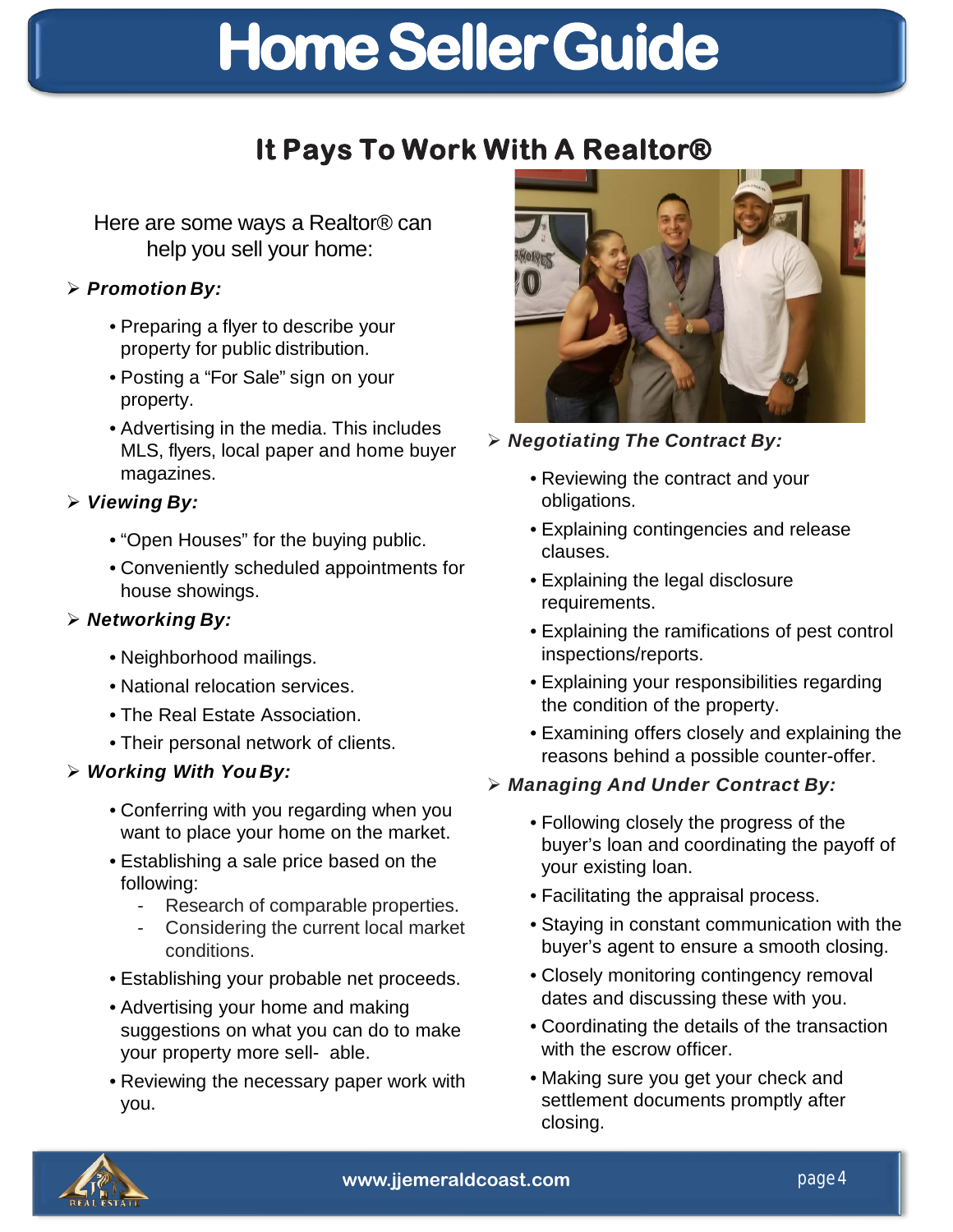# Home Seller Guide

## It Pays To Work With A Realtor®

Here are some ways a Realtor® can help you sell your home:

- ***Promotion By:***
  - Preparing a flyer to describe your property for public distribution.
  - Posting a "For Sale" sign on your property.
  - Advertising in the media. This includes MLS, flyers, local paper and home buyer magazines.
- ***Viewing By:***
  - "Open Houses" for the buying public.
  - Conveniently scheduled appointments for house showings.
- ***Networking By:***
  - Neighborhood mailings.
  - National relocation services.
  - The Real Estate Association.
  - Their personal network of clients.
- ***Working With You By:***
  - Conferring with you regarding when you want to place your home on the market.
  - Establishing a sale price based on the following:
    - Research of comparable properties.
    - Considering the current local market conditions.
  - Establishing your probable net proceeds.
  - Advertising your home and making suggestions on what you can do to make your property more sell- able.
  - Reviewing the necessary paper work with you.
- ***Negotiating The Contract By:***
  - Reviewing the contract and your obligations.
  - Explaining contingencies and release clauses.
  - Explaining the legal disclosure requirements.
  - Explaining the ramifications of pest control inspections/reports.
  - Explaining your responsibilities regarding the condition of the property.
  - Examining offers closely and explaining the reasons behind a possible counter-offer.
- ***Managing And Under Contract By:***
  - Following closely the progress of the buyer's loan and coordinating the payoff of your existing loan.
  - Facilitating the appraisal process.
  - Staying in constant communication with the buyer's agent to ensure a smooth closing.
  - Closely monitoring contingency removal dates and discussing these with you.
  - Coordinating the details of the transaction with the escrow officer.
  - Making sure you get your check and settlement documents promptly after closing.

www.jjemeraldcoast.com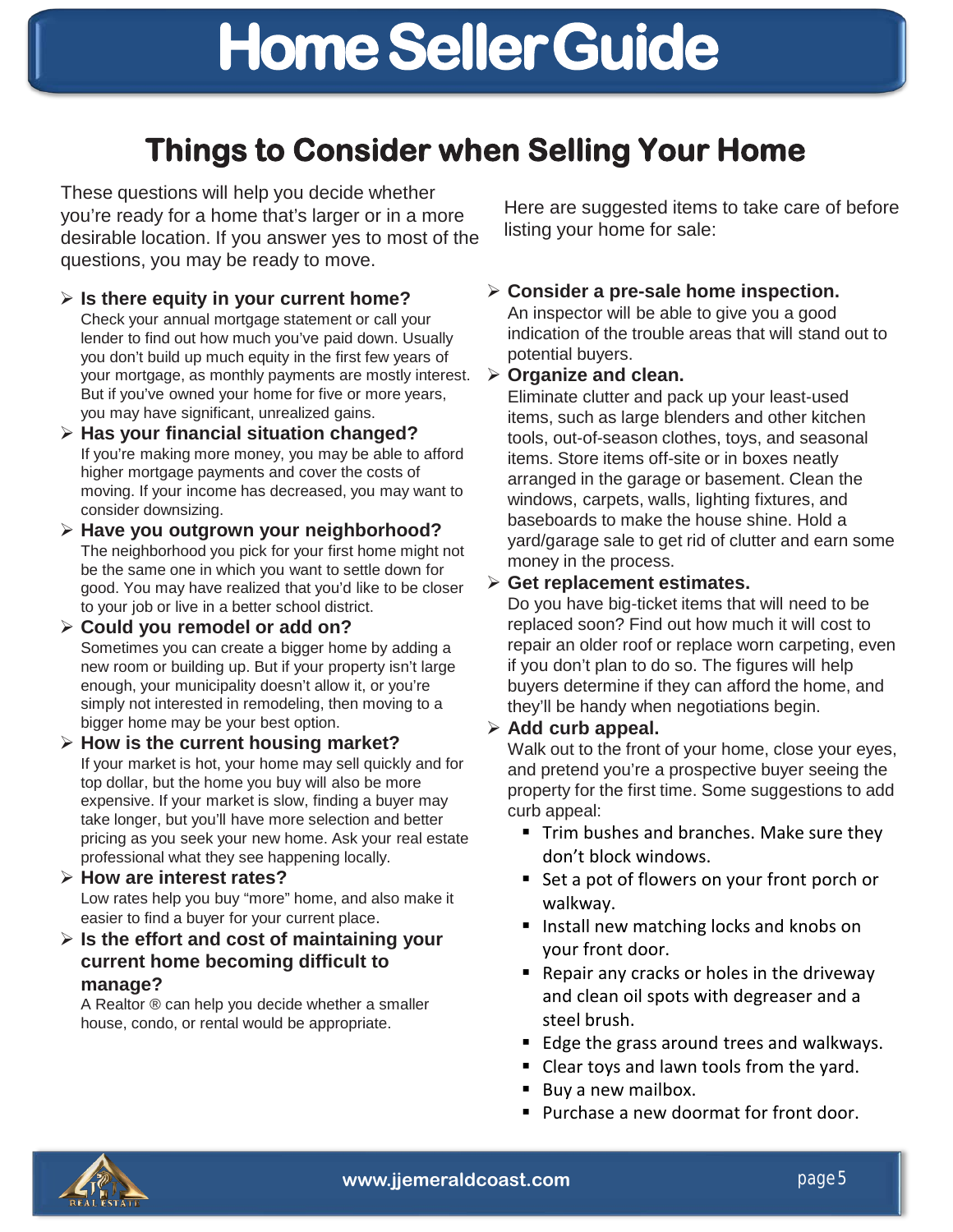# Home Seller Guide

## Things to Consider when Selling Your Home

These questions will help you decide whether you're ready for a home that's larger or in a more desirable location. If you answer yes to most of the questions, you may be ready to move.

- **Is there equity in your current home?**
  Check your annual mortgage statement or call your lender to find out how much you've paid down. Usually you don't build up much equity in the first few years of your mortgage, as monthly payments are mostly interest. But if you've owned your home for five or more years, you may have significant, unrealized gains.
- **Has your financial situation changed?**
  If you're making more money, you may be able to afford higher mortgage payments and cover the costs of moving. If your income has decreased, you may want to consider downsizing.
- **Have you outgrown your neighborhood?**
  The neighborhood you pick for your first home might not be the same one in which you want to settle down for good. You may have realized that you'd like to be closer to your job or live in a better school district.
- **Could you remodel or add on?**
  Sometimes you can create a bigger home by adding a new room or building up. But if your property isn't large enough, your municipality doesn't allow it, or you're simply not interested in remodeling, then moving to a bigger home may be your best option.
- **How is the current housing market?**
  If your market is hot, your home may sell quickly and for top dollar, but the home you buy will also be more expensive. If your market is slow, finding a buyer may take longer, but you'll have more selection and better pricing as you seek your new home. Ask your real estate professional what they see happening locally.
- **How are interest rates?**
  Low rates help you buy "more" home, and also make it easier to find a buyer for your current place.
- **Is the effort and cost of maintaining your current home becoming difficult to manage?**
  A Realtor ® can help you decide whether a smaller house, condo, or rental would be appropriate.

Here are suggested items to take care of before listing your home for sale:

- **Consider a pre-sale home inspection.**
  An inspector will be able to give you a good indication of the trouble areas that will stand out to potential buyers.
- **Organize and clean.**
  Eliminate clutter and pack up your least-used items, such as large blenders and other kitchen tools, out-of-season clothes, toys, and seasonal items. Store items off-site or in boxes neatly arranged in the garage or basement. Clean the windows, carpets, walls, lighting fixtures, and baseboards to make the house shine. Hold a yard/garage sale to get rid of clutter and earn some money in the process.
- **Get replacement estimates.**
  Do you have big-ticket items that will need to be replaced soon? Find out how much it will cost to repair an older roof or replace worn carpeting, even if you don't plan to do so. The figures will help buyers determine if they can afford the home, and they'll be handy when negotiations begin.
- **Add curb appeal.**
  Walk out to the front of your home, close your eyes, and pretend you're a prospective buyer seeing the property for the first time. Some suggestions to add curb appeal:
  - Trim bushes and branches. Make sure they don't block windows.
  - Set a pot of flowers on your front porch or walkway.
  - Install new matching locks and knobs on your front door.
  - Repair any cracks or holes in the driveway and clean oil spots with degreaser and a steel brush.
  - Edge the grass around trees and walkways.
  - Clear toys and lawn tools from the yard.
  - Buy a new mailbox.
  - Purchase a new doormat for front door.

www.jjemeraldcoast.com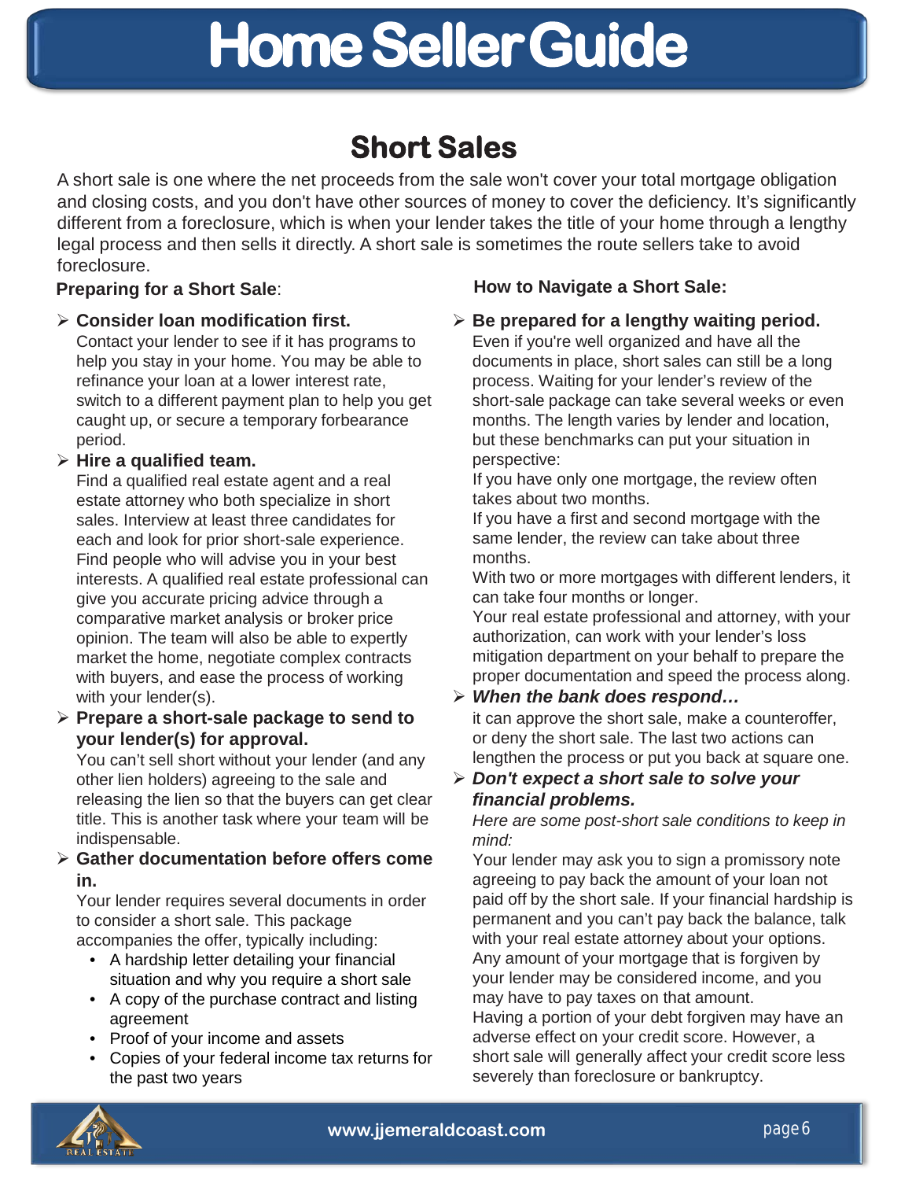# Home Seller Guide

## Short Sales

A short sale is one where the net proceeds from the sale won't cover your total mortgage obligation and closing costs, and you don't have other sources of money to cover the deficiency. It's significantly different from a foreclosure, which is when your lender takes the title of your home through a lengthy legal process and then sells it directly. A short sale is sometimes the route sellers take to avoid foreclosure.

### Preparing for a Short Sale:

- **Consider loan modification first.**
  Contact your lender to see if it has programs to help you stay in your home. You may be able to refinance your loan at a lower interest rate, switch to a different payment plan to help you get caught up, or secure a temporary forbearance period.
- **Hire a qualified team.**
  Find a qualified real estate agent and a real estate attorney who both specialize in short sales. Interview at least three candidates for each and look for prior short-sale experience. Find people who will advise you in your best interests. A qualified real estate professional can give you accurate pricing advice through a comparative market analysis or broker price opinion. The team will also be able to expertly market the home, negotiate complex contracts with buyers, and ease the process of working with your lender(s).
- **Prepare a short-sale package to send to your lender(s) for approval.**
  You can't sell short without your lender (and any other lien holders) agreeing to the sale and releasing the lien so that the buyers can get clear title. This is another task where your team will be indispensable.
- **Gather documentation before offers come in.**
  Your lender requires several documents in order to consider a short sale. This package accompanies the offer, typically including:
  - A hardship letter detailing your financial situation and why you require a short sale
  - A copy of the purchase contract and listing agreement
  - Proof of your income and assets
  - Copies of your federal income tax returns for the past two years

### How to Navigate a Short Sale:

- **Be prepared for a lengthy waiting period.**
  Even if you're well organized and have all the documents in place, short sales can still be a long process. Waiting for your lender's review of the short-sale package can take several weeks or even months. The length varies by lender and location, but these benchmarks can put your situation in perspective:
  If you have only one mortgage, the review often takes about two months.
  If you have a first and second mortgage with the same lender, the review can take about three months.
  With two or more mortgages with different lenders, it can take four months or longer.
  Your real estate professional and attorney, with your authorization, can work with your lender's loss mitigation department on your behalf to prepare the proper documentation and speed the process along.
- ***When the bank does respond…***
  it can approve the short sale, make a counteroffer, or deny the short sale. The last two actions can lengthen the process or put you back at square one.
- ***Don't expect a short sale to solve your financial problems.***
  *Here are some post-short sale conditions to keep in mind:*
  Your lender may ask you to sign a promissory note agreeing to pay back the amount of your loan not paid off by the short sale. If your financial hardship is permanent and you can't pay back the balance, talk with your real estate attorney about your options.
  Any amount of your mortgage that is forgiven by your lender may be considered income, and you may have to pay taxes on that amount.
  Having a portion of your debt forgiven may have an adverse effect on your credit score. However, a short sale will generally affect your credit score less severely than foreclosure or bankruptcy.

www.jjemeraldcoast.com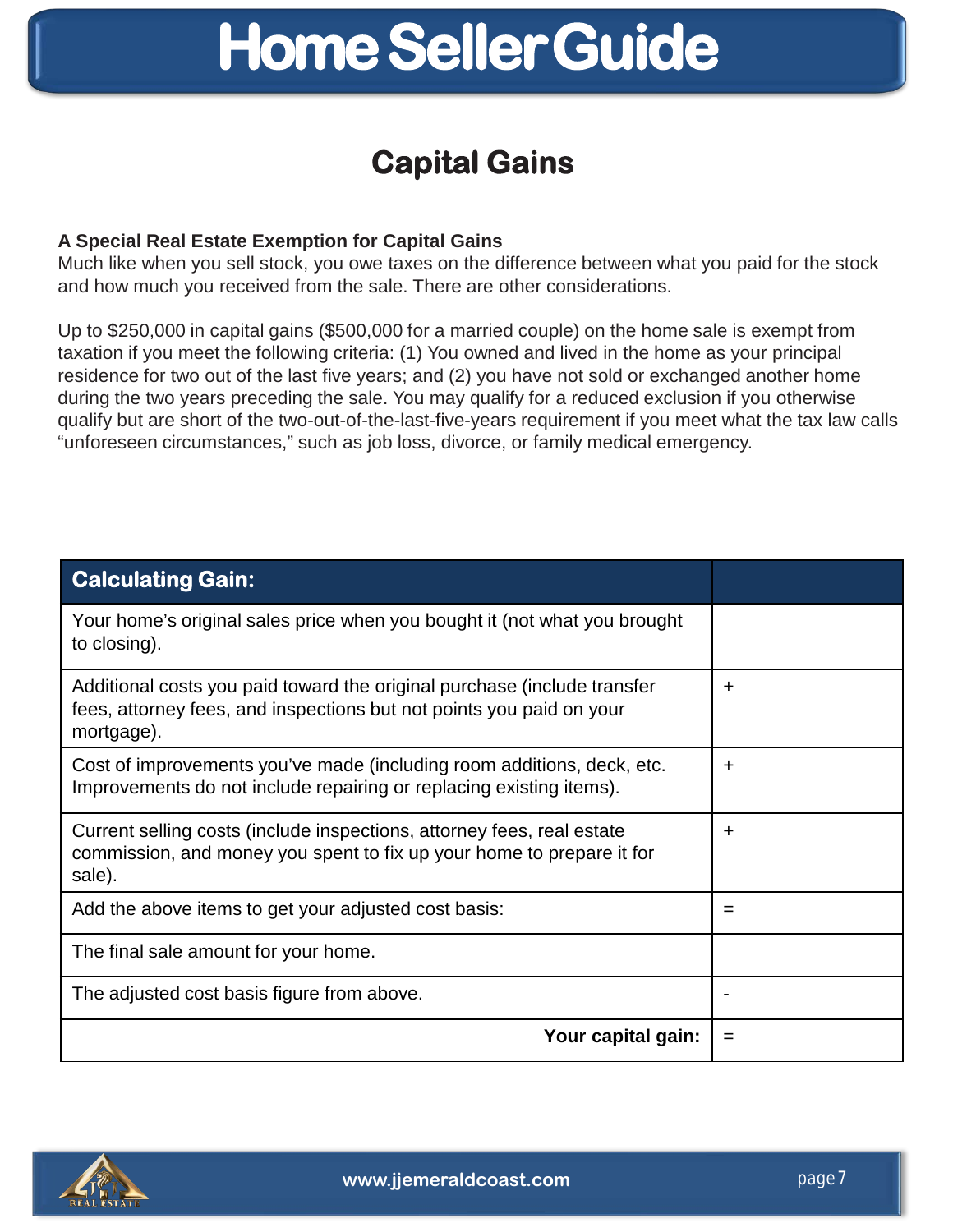# Home Seller Guide

## Capital Gains

**A Special Real Estate Exemption for Capital Gains**
Much like when you sell stock, you owe taxes on the difference between what you paid for the stock and how much you received from the sale. There are other considerations.

Up to $250,000 in capital gains ($500,000 for a married couple) on the home sale is exempt from taxation if you meet the following criteria: (1) You owned and lived in the home as your principal residence for two out of the last five years; and (2) you have not sold or exchanged another home during the two years preceding the sale. You may qualify for a reduced exclusion if you otherwise qualify but are short of the two-out-of-the-last-five-years requirement if you meet what the tax law calls "unforeseen circumstances," such as job loss, divorce, or family medical emergency.

| **Calculating Gain:** | |
|---|---|
| Your home's original sales price when you bought it (not what you brought to closing). | |
| Additional costs you paid toward the original purchase (include transfer fees, attorney fees, and inspections but not points you paid on your mortgage). | + |
| Cost of improvements you've made (including room additions, deck, etc. Improvements do not include repairing or replacing existing items). | + |
| Current selling costs (include inspections, attorney fees, real estate commission, and money you spent to fix up your home to prepare it for sale). | + |
| Add the above items to get your adjusted cost basis: | = |
| The final sale amount for your home. | |
| The adjusted cost basis figure from above. | - |
| **Your capital gain:** | = |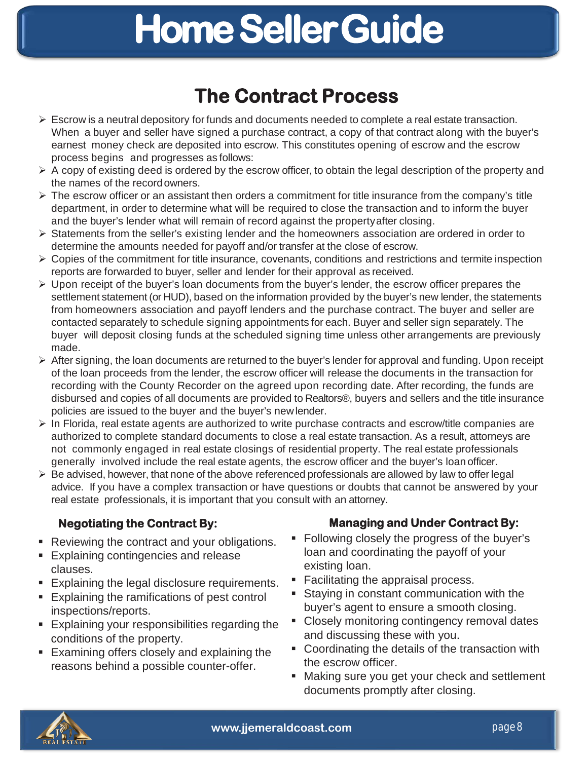# Home Seller Guide

## The Contract Process

- Escrow is a neutral depository for funds and documents needed to complete a real estate transaction. When a buyer and seller have signed a purchase contract, a copy of that contract along with the buyer's earnest money check are deposited into escrow. This constitutes opening of escrow and the escrow process begins and progresses as follows:
- A copy of existing deed is ordered by the escrow officer, to obtain the legal description of the property and the names of the record owners.
- The escrow officer or an assistant then orders a commitment for title insurance from the company's title department, in order to determine what will be required to close the transaction and to inform the buyer and the buyer's lender what will remain of record against the property after closing.
- Statements from the seller's existing lender and the homeowners association are ordered in order to determine the amounts needed for payoff and/or transfer at the close of escrow.
- Copies of the commitment for title insurance, covenants, conditions and restrictions and termite inspection reports are forwarded to buyer, seller and lender for their approval as received.
- Upon receipt of the buyer's loan documents from the buyer's lender, the escrow officer prepares the settlement statement (or HUD), based on the information provided by the buyer's new lender, the statements from homeowners association and payoff lenders and the purchase contract. The buyer and seller are contacted separately to schedule signing appointments for each. Buyer and seller sign separately. The buyer will deposit closing funds at the scheduled signing time unless other arrangements are previously made.
- After signing, the loan documents are returned to the buyer's lender for approval and funding. Upon receipt of the loan proceeds from the lender, the escrow officer will release the documents in the transaction for recording with the County Recorder on the agreed upon recording date. After recording, the funds are disbursed and copies of all documents are provided to Realtors®, buyers and sellers and the title insurance policies are issued to the buyer and the buyer's new lender.
- In Florida, real estate agents are authorized to write purchase contracts and escrow/title companies are authorized to complete standard documents to close a real estate transaction. As a result, attorneys are not commonly engaged in real estate closings of residential property. The real estate professionals generally involved include the real estate agents, the escrow officer and the buyer's loan officer.
- Be advised, however, that none of the above referenced professionals are allowed by law to offer legal advice. If you have a complex transaction or have questions or doubts that cannot be answered by your real estate professionals, it is important that you consult with an attorney.

### Negotiating the Contract By:

- Reviewing the contract and your obligations.
- Explaining contingencies and release clauses.
- Explaining the legal disclosure requirements.
- Explaining the ramifications of pest control inspections/reports.
- Explaining your responsibilities regarding the conditions of the property.
- Examining offers closely and explaining the reasons behind a possible counter-offer.

### Managing and Under Contract By:

- Following closely the progress of the buyer's loan and coordinating the payoff of your existing loan.
- Facilitating the appraisal process.
- Staying in constant communication with the buyer's agent to ensure a smooth closing.
- Closely monitoring contingency removal dates and discussing these with you.
- Coordinating the details of the transaction with the escrow officer.
- Making sure you get your check and settlement documents promptly after closing.

www.jjemeraldcoast.com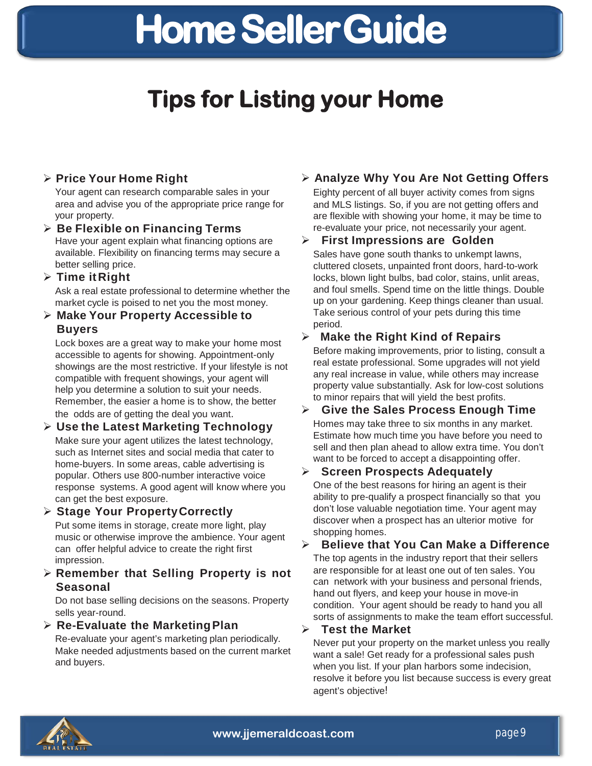# Home Seller Guide

## Tips for Listing your Home

- **Price Your Home Right**

  Your agent can research comparable sales in your area and advise you of the appropriate price range for your property.

- **Be Flexible on Financing Terms**

  Have your agent explain what financing options are available. Flexibility on financing terms may secure a better selling price.

- **Time it Right**

  Ask a real estate professional to determine whether the market cycle is poised to net you the most money.

- **Make Your Property Accessible to Buyers**

  Lock boxes are a great way to make your home most accessible to agents for showing. Appointment-only showings are the most restrictive. If your lifestyle is not compatible with frequent showings, your agent will help you determine a solution to suit your needs. Remember, the easier a home is to show, the better the odds are of getting the deal you want.

- **Use the Latest Marketing Technology**

  Make sure your agent utilizes the latest technology, such as Internet sites and social media that cater to home-buyers. In some areas, cable advertising is popular. Others use 800-number interactive voice response systems. A good agent will know where you can get the best exposure.

- **Stage Your Property Correctly**

  Put some items in storage, create more light, play music or otherwise improve the ambience. Your agent can offer helpful advice to create the right first impression.

- **Remember that Selling Property is not Seasonal**

  Do not base selling decisions on the seasons. Property sells year-round.

- **Re-Evaluate the Marketing Plan**

  Re-evaluate your agent's marketing plan periodically. Make needed adjustments based on the current market and buyers.

- **Analyze Why You Are Not Getting Offers**

  Eighty percent of all buyer activity comes from signs and MLS listings. So, if you are not getting offers and are flexible with showing your home, it may be time to re-evaluate your price, not necessarily your agent.

- **First Impressions are Golden**

  Sales have gone south thanks to unkempt lawns, cluttered closets, unpainted front doors, hard-to-work locks, blown light bulbs, bad color, stains, unlit areas, and foul smells. Spend time on the little things. Double up on your gardening. Keep things cleaner than usual. Take serious control of your pets during this time period.

- **Make the Right Kind of Repairs**

  Before making improvements, prior to listing, consult a real estate professional. Some upgrades will not yield any real increase in value, while others may increase property value substantially. Ask for low-cost solutions to minor repairs that will yield the best profits.

- **Give the Sales Process Enough Time**

  Homes may take three to six months in any market. Estimate how much time you have before you need to sell and then plan ahead to allow extra time. You don't want to be forced to accept a disappointing offer.

- **Screen Prospects Adequately**

  One of the best reasons for hiring an agent is their ability to pre-qualify a prospect financially so that you don't lose valuable negotiation time. Your agent may discover when a prospect has an ulterior motive for shopping homes.

- **Believe that You Can Make a Difference**

  The top agents in the industry report that their sellers are responsible for at least one out of ten sales. You can network with your business and personal friends, hand out flyers, and keep your house in move-in condition. Your agent should be ready to hand you all sorts of assignments to make the team effort successful.

- **Test the Market**

  Never put your property on the market unless you really want a sale! Get ready for a professional sales push when you list. If your plan harbors some indecision, resolve it before you list because success is every great agent's objective!

www.jjemeraldcoast.com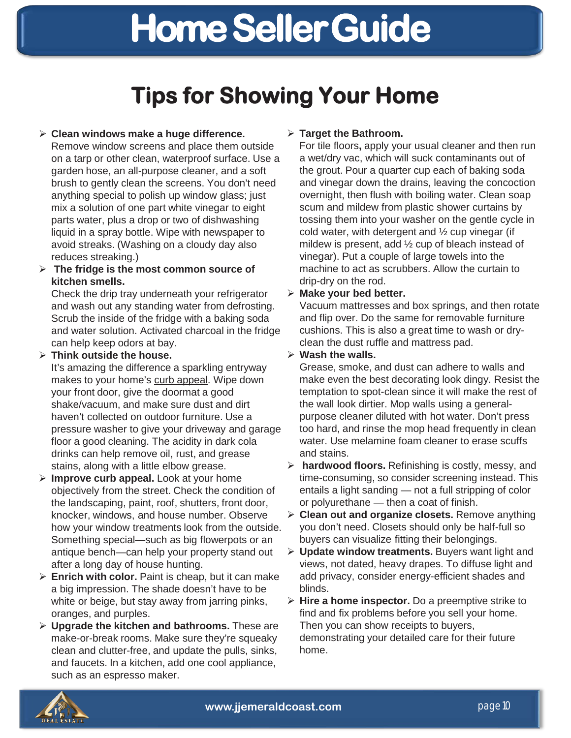# Home Seller Guide

## Tips for Showing Your Home

- **Clean windows make a huge difference.** Remove window screens and place them outside on a tarp or other clean, waterproof surface. Use a garden hose, an all-purpose cleaner, and a soft brush to gently clean the screens. You don't need anything special to polish up window glass; just mix a solution of one part white vinegar to eight parts water, plus a drop or two of dishwashing liquid in a spray bottle. Wipe with newspaper to avoid streaks. (Washing on a cloudy day also reduces streaking.)
- **The fridge is the most common source of kitchen smells.** Check the drip tray underneath your refrigerator and wash out any standing water from defrosting. Scrub the inside of the fridge with a baking soda and water solution. Activated charcoal in the fridge can help keep odors at bay.
- **Think outside the house.** It's amazing the difference a sparkling entryway makes to your home's curb appeal. Wipe down your front door, give the doormat a good shake/vacuum, and make sure dust and dirt haven't collected on outdoor furniture. Use a pressure washer to give your driveway and garage floor a good cleaning. The acidity in dark cola drinks can help remove oil, rust, and grease stains, along with a little elbow grease.
- **Improve curb appeal.** Look at your home objectively from the street. Check the condition of the landscaping, paint, roof, shutters, front door, knocker, windows, and house number. Observe how your window treatments look from the outside. Something special—such as big flowerpots or an antique bench—can help your property stand out after a long day of house hunting.
- **Enrich with color.** Paint is cheap, but it can make a big impression. The shade doesn't have to be white or beige, but stay away from jarring pinks, oranges, and purples.
- **Upgrade the kitchen and bathrooms.** These are make-or-break rooms. Make sure they're squeaky clean and clutter-free, and update the pulls, sinks, and faucets. In a kitchen, add one cool appliance, such as an espresso maker.
- **Target the Bathroom.** For tile floors**,** apply your usual cleaner and then run a wet/dry vac, which will suck contaminants out of the grout. Pour a quarter cup each of baking soda and vinegar down the drains, leaving the concoction overnight, then flush with boiling water. Clean soap scum and mildew from plastic shower curtains by tossing them into your washer on the gentle cycle in cold water, with detergent and ½ cup vinegar (if mildew is present, add ½ cup of bleach instead of vinegar). Put a couple of large towels into the machine to act as scrubbers. Allow the curtain to drip-dry on the rod.
- **Make your bed better.** Vacuum mattresses and box springs, and then rotate and flip over. Do the same for removable furniture cushions. This is also a great time to wash or dry-clean the dust ruffle and mattress pad.
- **Wash the walls.** Grease, smoke, and dust can adhere to walls and make even the best decorating look dingy. Resist the temptation to spot-clean since it will make the rest of the wall look dirtier. Mop walls using a general-purpose cleaner diluted with hot water. Don't press too hard, and rinse the mop head frequently in clean water. Use melamine foam cleaner to erase scuffs and stains.
- **hardwood floors.** Refinishing is costly, messy, and time-consuming, so consider screening instead. This entails a light sanding — not a full stripping of color or polyurethane — then a coat of finish.
- **Clean out and organize closets.** Remove anything you don't need. Closets should only be half-full so buyers can visualize fitting their belongings.
- **Update window treatments.** Buyers want light and views, not dated, heavy drapes. To diffuse light and add privacy, consider energy-efficient shades and blinds.
- **Hire a home inspector.** Do a preemptive strike to find and fix problems before you sell your home. Then you can show receipts to buyers, demonstrating your detailed care for their future home.

www.jjemeraldcoast.com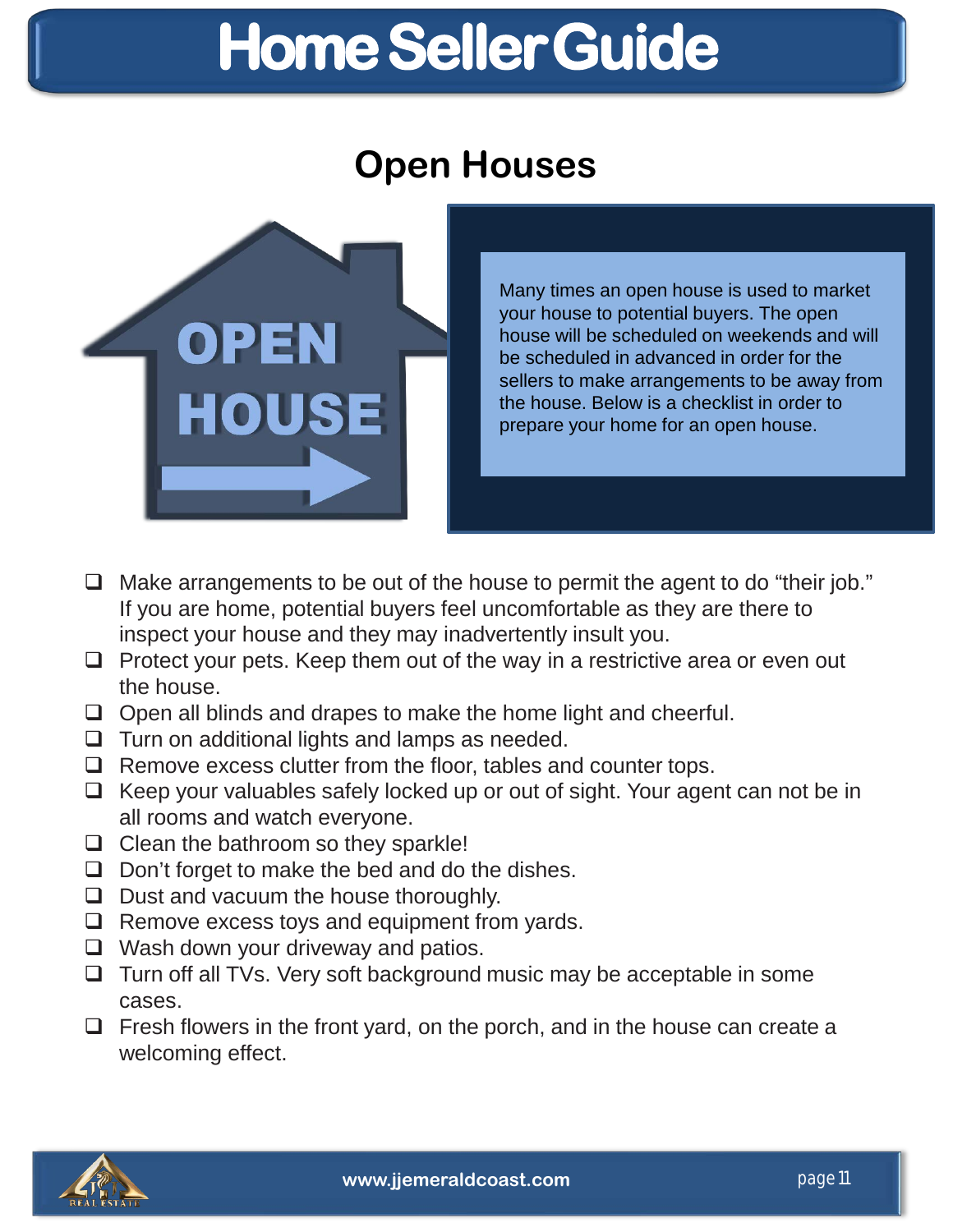# Home Seller Guide

## Open Houses

Many times an open house is used to market your house to potential buyers. The open house will be scheduled on weekends and will be scheduled in advanced in order for the sellers to make arrangements to be away from the house. Below is a checklist in order to prepare your home for an open house.

- ❑ Make arrangements to be out of the house to permit the agent to do "their job." If you are home, potential buyers feel uncomfortable as they are there to inspect your house and they may inadvertently insult you.
- ❑ Protect your pets. Keep them out of the way in a restrictive area or even out the house.
- ❑ Open all blinds and drapes to make the home light and cheerful.
- ❑ Turn on additional lights and lamps as needed.
- ❑ Remove excess clutter from the floor, tables and counter tops.
- ❑ Keep your valuables safely locked up or out of sight. Your agent can not be in all rooms and watch everyone.
- ❑ Clean the bathroom so they sparkle!
- ❑ Don't forget to make the bed and do the dishes.
- ❑ Dust and vacuum the house thoroughly.
- ❑ Remove excess toys and equipment from yards.
- ❑ Wash down your driveway and patios.
- ❑ Turn off all TVs. Very soft background music may be acceptable in some cases.
- ❑ Fresh flowers in the front yard, on the porch, and in the house can create a welcoming effect.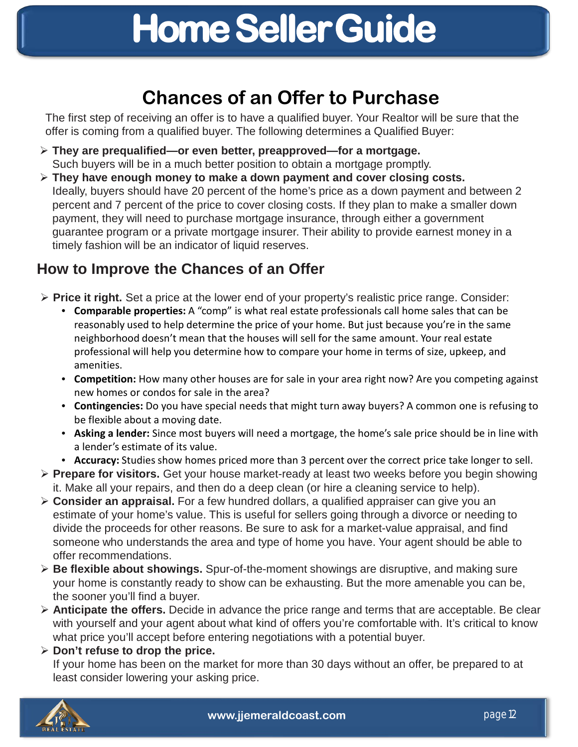# Home Seller Guide

## Chances of an Offer to Purchase

The first step of receiving an offer is to have a qualified buyer. Your Realtor will be sure that the offer is coming from a qualified buyer. The following determines a Qualified Buyer:

- **They are prequalified—or even better, preapproved—for a mortgage.**
  Such buyers will be in a much better position to obtain a mortgage promptly.
- **They have enough money to make a down payment and cover closing costs.**
  Ideally, buyers should have 20 percent of the home's price as a down payment and between 2 percent and 7 percent of the price to cover closing costs. If they plan to make a smaller down payment, they will need to purchase mortgage insurance, through either a government guarantee program or a private mortgage insurer. Their ability to provide earnest money in a timely fashion will be an indicator of liquid reserves.

### How to Improve the Chances of an Offer

- **Price it right.** Set a price at the lower end of your property's realistic price range. Consider:
  - **Comparable properties:** A "comp" is what real estate professionals call home sales that can be reasonably used to help determine the price of your home. But just because you're in the same neighborhood doesn't mean that the houses will sell for the same amount. Your real estate professional will help you determine how to compare your home in terms of size, upkeep, and amenities.
  - **Competition:** How many other houses are for sale in your area right now? Are you competing against new homes or condos for sale in the area?
  - **Contingencies:** Do you have special needs that might turn away buyers? A common one is refusing to be flexible about a moving date.
  - **Asking a lender:** Since most buyers will need a mortgage, the home's sale price should be in line with a lender's estimate of its value.
  - **Accuracy:** Studies show homes priced more than 3 percent over the correct price take longer to sell.
- **Prepare for visitors.** Get your house market-ready at least two weeks before you begin showing it. Make all your repairs, and then do a deep clean (or hire a cleaning service to help).
- **Consider an appraisal.** For a few hundred dollars, a qualified appraiser can give you an estimate of your home's value. This is useful for sellers going through a divorce or needing to divide the proceeds for other reasons. Be sure to ask for a market-value appraisal, and find someone who understands the area and type of home you have. Your agent should be able to offer recommendations.
- **Be flexible about showings.** Spur-of-the-moment showings are disruptive, and making sure your home is constantly ready to show can be exhausting. But the more amenable you can be, the sooner you'll find a buyer.
- **Anticipate the offers.** Decide in advance the price range and terms that are acceptable. Be clear with yourself and your agent about what kind of offers you're comfortable with. It's critical to know what price you'll accept before entering negotiations with a potential buyer.
- **Don't refuse to drop the price.**
  If your home has been on the market for more than 30 days without an offer, be prepared to at least consider lowering your asking price.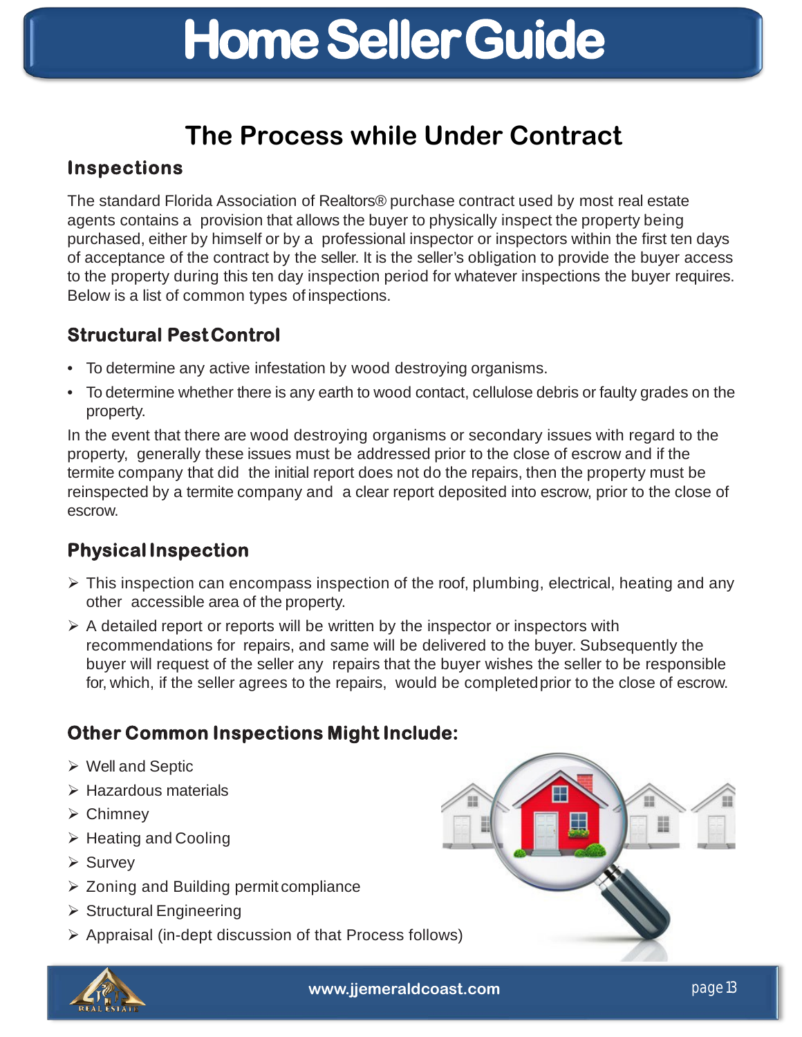# Home Seller Guide

## The Process while Under Contract

### Inspections

The standard Florida Association of Realtors® purchase contract used by most real estate agents contains a provision that allows the buyer to physically inspect the property being purchased, either by himself or by a professional inspector or inspectors within the first ten days of acceptance of the contract by the seller. It is the seller's obligation to provide the buyer access to the property during this ten day inspection period for whatever inspections the buyer requires. Below is a list of common types of inspections.

### Structural Pest Control

- To determine any active infestation by wood destroying organisms.
- To determine whether there is any earth to wood contact, cellulose debris or faulty grades on the property.

In the event that there are wood destroying organisms or secondary issues with regard to the property, generally these issues must be addressed prior to the close of escrow and if the termite company that did the initial report does not do the repairs, then the property must be reinspected by a termite company and a clear report deposited into escrow, prior to the close of escrow.

### Physical Inspection

- This inspection can encompass inspection of the roof, plumbing, electrical, heating and any other accessible area of the property.
- A detailed report or reports will be written by the inspector or inspectors with recommendations for repairs, and same will be delivered to the buyer. Subsequently the buyer will request of the seller any repairs that the buyer wishes the seller to be responsible for, which, if the seller agrees to the repairs, would be completed prior to the close of escrow.

### Other Common Inspections Might Include:

- Well and Septic
- Hazardous materials
- Chimney
- Heating and Cooling
- Survey
- Zoning and Building permit compliance
- Structural Engineering
- Appraisal (in-dept discussion of that Process follows)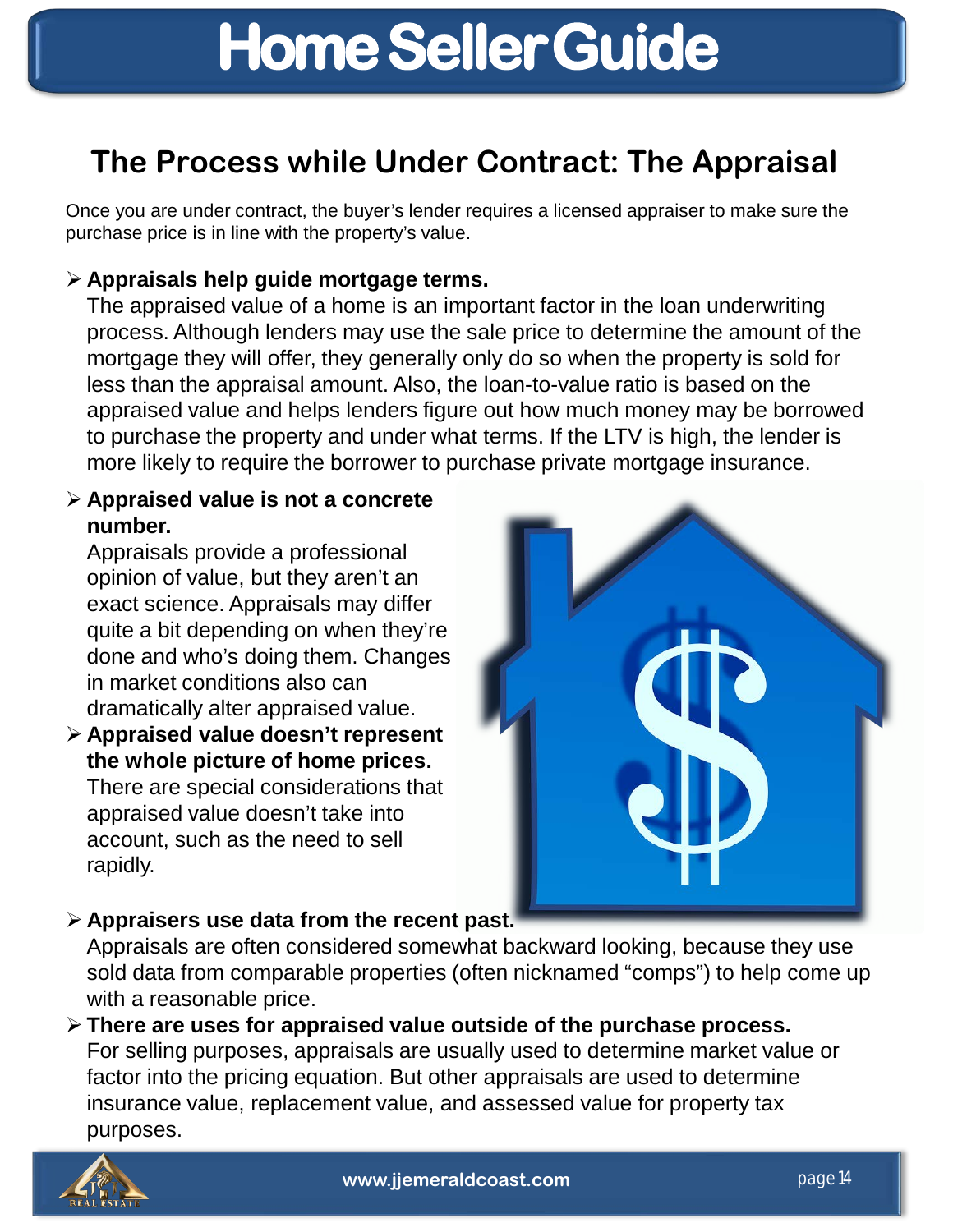# Home Seller Guide

## The Process while Under Contract: The Appraisal

Once you are under contract, the buyer's lender requires a licensed appraiser to make sure the purchase price is in line with the property's value.

- **Appraisals help guide mortgage terms.**
  The appraised value of a home is an important factor in the loan underwriting process. Although lenders may use the sale price to determine the amount of the mortgage they will offer, they generally only do so when the property is sold for less than the appraisal amount. Also, the loan-to-value ratio is based on the appraised value and helps lenders figure out how much money may be borrowed to purchase the property and under what terms. If the LTV is high, the lender is more likely to require the borrower to purchase private mortgage insurance.
- **Appraised value is not a concrete number.**
  Appraisals provide a professional opinion of value, but they aren't an exact science. Appraisals may differ quite a bit depending on when they're done and who's doing them. Changes in market conditions also can dramatically alter appraised value.
- **Appraised value doesn't represent the whole picture of home prices.**
  There are special considerations that appraised value doesn't take into account, such as the need to sell rapidly.
- **Appraisers use data from the recent past.**
  Appraisals are often considered somewhat backward looking, because they use sold data from comparable properties (often nicknamed "comps") to help come up with a reasonable price.
- **There are uses for appraised value outside of the purchase process.**
  For selling purposes, appraisals are usually used to determine market value or factor into the pricing equation. But other appraisals are used to determine insurance value, replacement value, and assessed value for property tax purposes.

www.jjemeraldcoast.com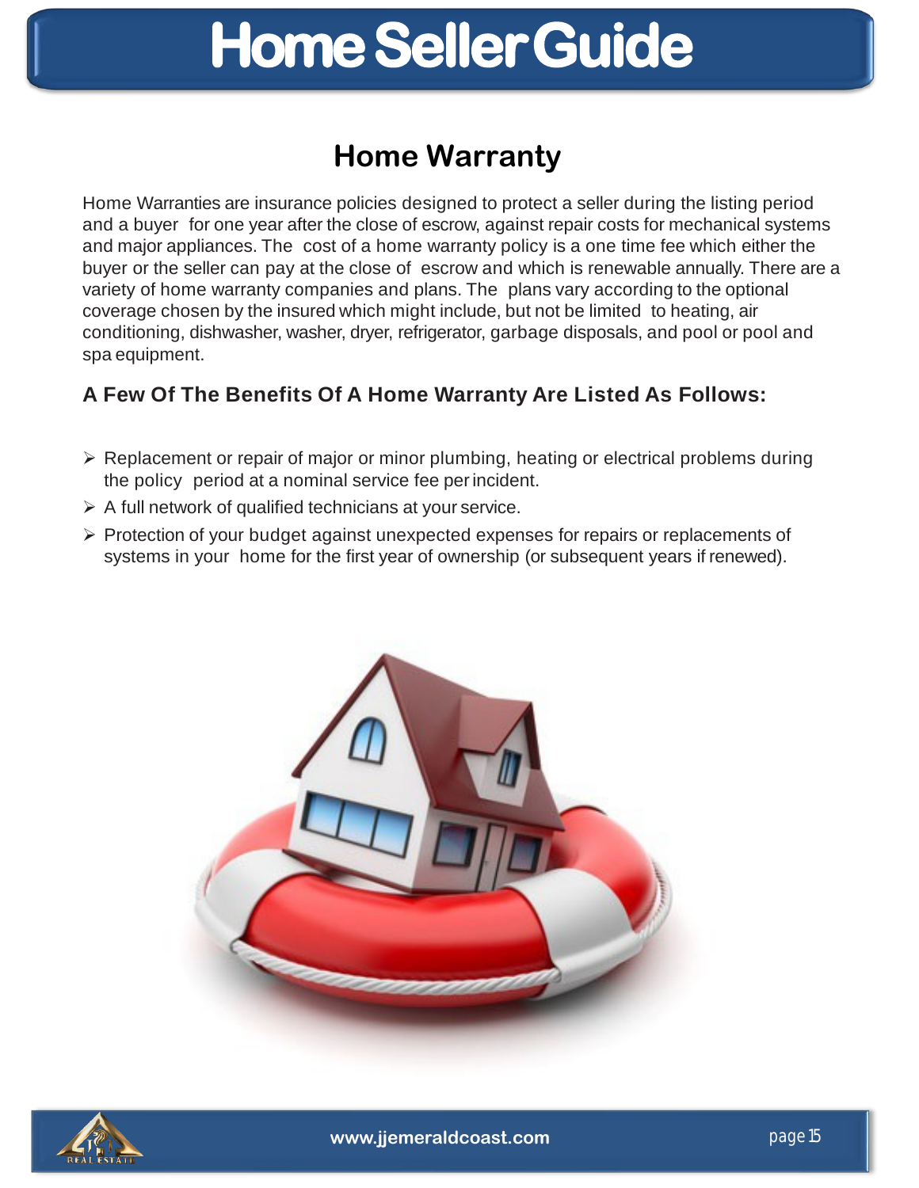# Home Seller Guide

## Home Warranty

Home Warranties are insurance policies designed to protect a seller during the listing period and a buyer for one year after the close of escrow, against repair costs for mechanical systems and major appliances. The cost of a home warranty policy is a one time fee which either the buyer or the seller can pay at the close of escrow and which is renewable annually. There are a variety of home warranty companies and plans. The plans vary according to the optional coverage chosen by the insured which might include, but not be limited to heating, air conditioning, dishwasher, washer, dryer, refrigerator, garbage disposals, and pool or pool and spa equipment.

### A Few Of The Benefits Of A Home Warranty Are Listed As Follows:

- Replacement or repair of major or minor plumbing, heating or electrical problems during the policy period at a nominal service fee per incident.
- A full network of qualified technicians at your service.
- Protection of your budget against unexpected expenses for repairs or replacements of systems in your home for the first year of ownership (or subsequent years if renewed).

www.jjemeraldcoast.com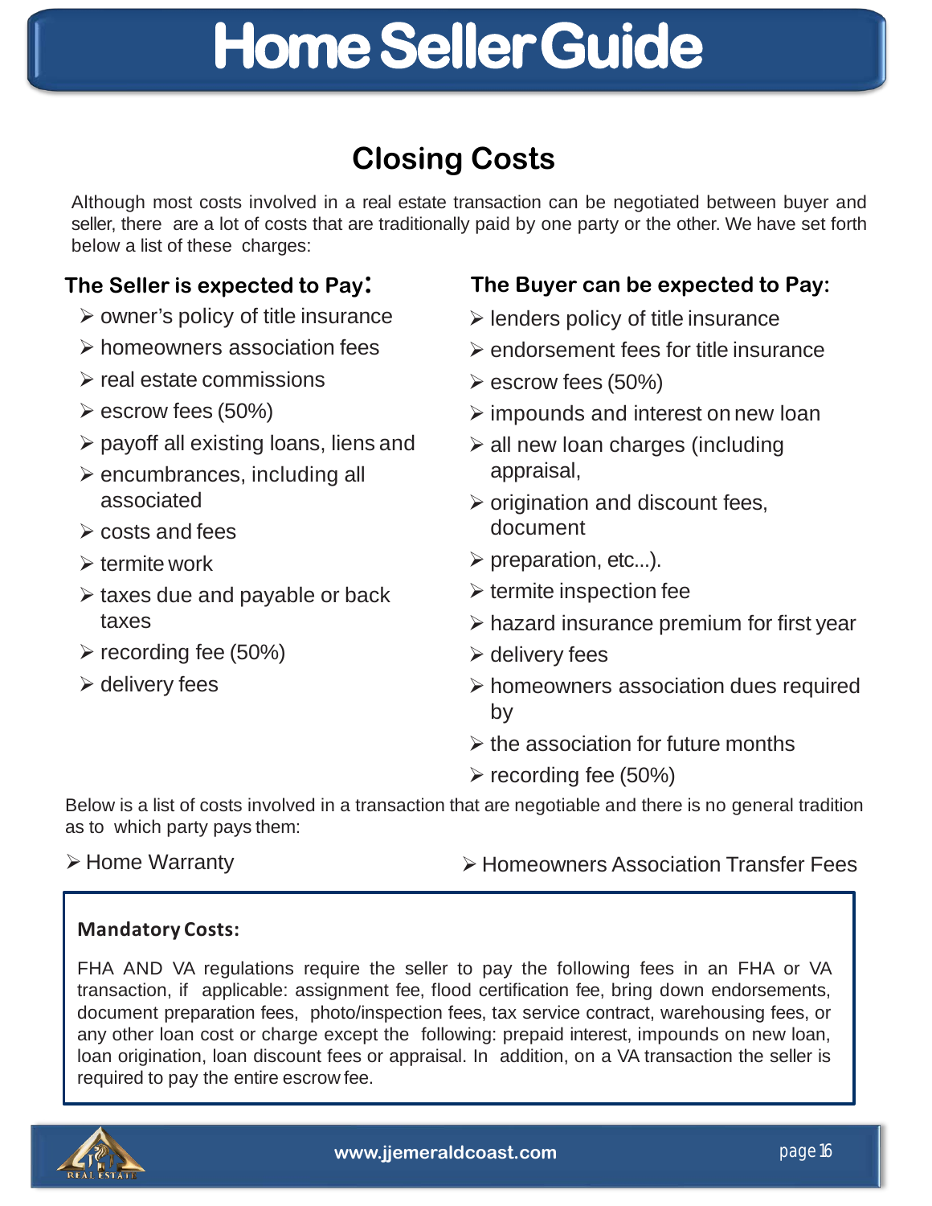# Home Seller Guide

## Closing Costs

Although most costs involved in a real estate transaction can be negotiated between buyer and seller, there are a lot of costs that are traditionally paid by one party or the other. We have set forth below a list of these charges:

### The Seller is expected to Pay:

- owner's policy of title insurance
- homeowners association fees
- real estate commissions
- escrow fees (50%)
- payoff all existing loans, liens and
- encumbrances, including all associated
- costs and fees
- termite work
- taxes due and payable or back taxes
- recording fee (50%)
- delivery fees

### The Buyer can be expected to Pay:

- lenders policy of title insurance
- endorsement fees for title insurance
- escrow fees (50%)
- impounds and interest on new loan
- all new loan charges (including appraisal,
- origination and discount fees, document
- preparation, etc...).
- termite inspection fee
- hazard insurance premium for first year
- delivery fees
- homeowners association dues required by
- the association for future months
- recording fee (50%)

Below is a list of costs involved in a transaction that are negotiable and there is no general tradition as to which party pays them:

- Home Warranty
- Homeowners Association Transfer Fees

**Mandatory Costs:**

FHA AND VA regulations require the seller to pay the following fees in an FHA or VA transaction, if applicable: assignment fee, flood certification fee, bring down endorsements, document preparation fees, photo/inspection fees, tax service contract, warehousing fees, or any other loan cost or charge except the following: prepaid interest, impounds on new loan, loan origination, loan discount fees or appraisal. In addition, on a VA transaction the seller is required to pay the entire escrow fee.

www.jjemeraldcoast.com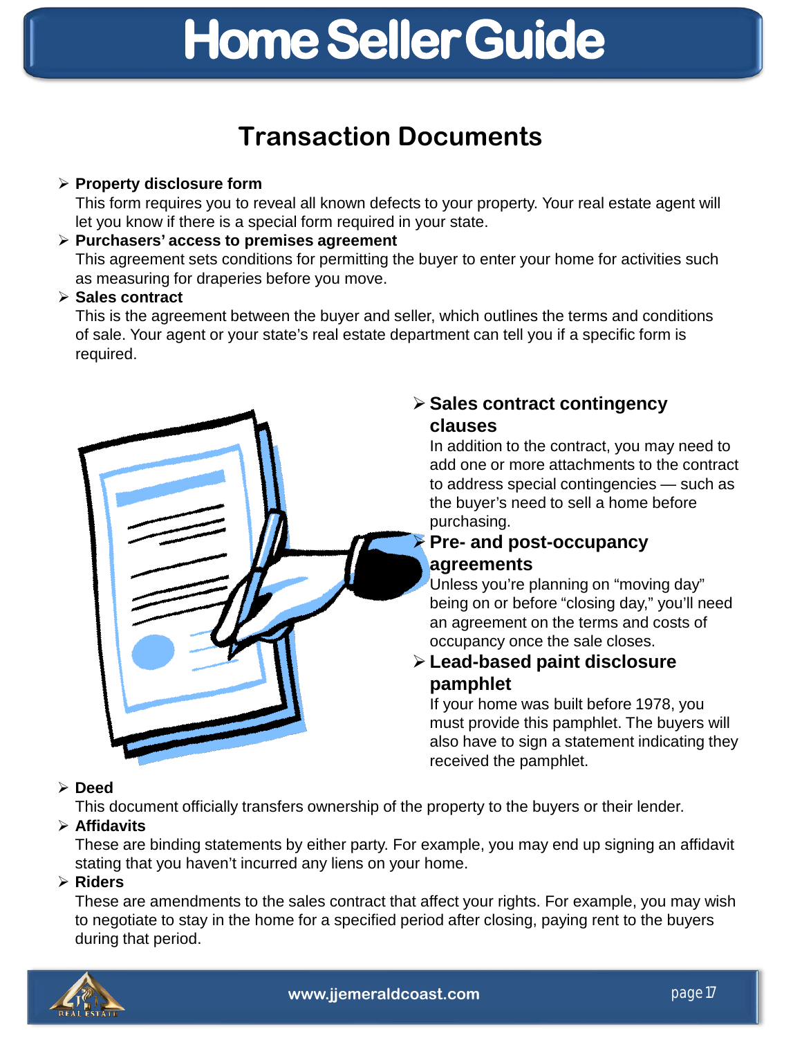# Home Seller Guide

## Transaction Documents

- **Property disclosure form**
  This form requires you to reveal all known defects to your property. Your real estate agent will let you know if there is a special form required in your state.
- **Purchasers' access to premises agreement**
  This agreement sets conditions for permitting the buyer to enter your home for activities such as measuring for draperies before you move.
- **Sales contract**
  This is the agreement between the buyer and seller, which outlines the terms and conditions of sale. Your agent or your state's real estate department can tell you if a specific form is required.
- **Sales contract contingency clauses**
  In addition to the contract, you may need to add one or more attachments to the contract to address special contingencies — such as the buyer's need to sell a home before purchasing.
- **Pre- and post-occupancy agreements**
  Unless you're planning on "moving day" being on or before "closing day," you'll need an agreement on the terms and costs of occupancy once the sale closes.
- **Lead-based paint disclosure pamphlet**
  If your home was built before 1978, you must provide this pamphlet. The buyers will also have to sign a statement indicating they received the pamphlet.
- **Deed**
  This document officially transfers ownership of the property to the buyers or their lender.
- **Affidavits**
  These are binding statements by either party. For example, you may end up signing an affidavit stating that you haven't incurred any liens on your home.
- **Riders**
  These are amendments to the sales contract that affect your rights. For example, you may wish to negotiate to stay in the home for a specified period after closing, paying rent to the buyers during that period.

www.jjemeraldcoast.com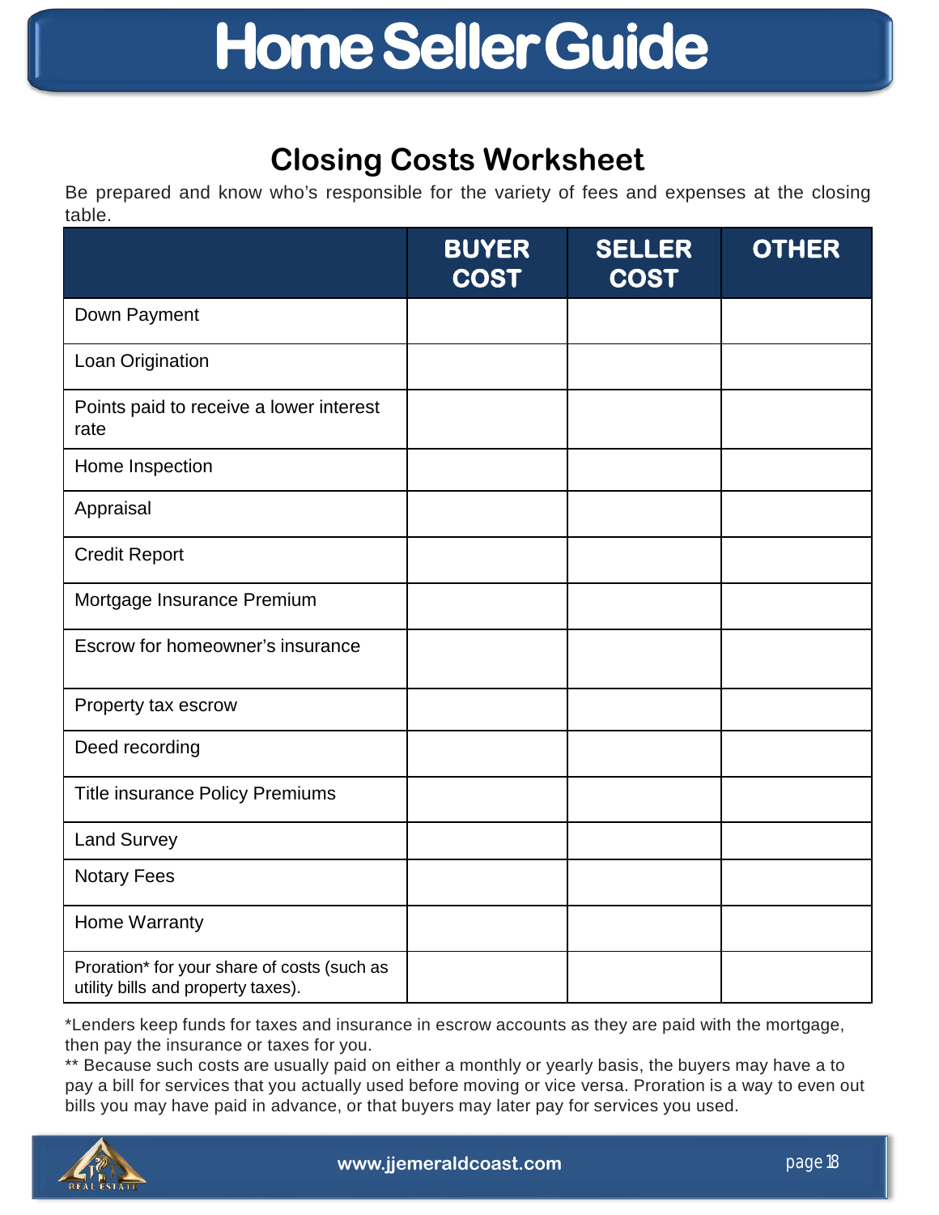# Home Seller Guide

## Closing Costs Worksheet

Be prepared and know who's responsible for the variety of fees and expenses at the closing table.

| | BUYER COST | SELLER COST | OTHER |
|---|---|---|---|
| Down Payment | | | |
| Loan Origination | | | |
| Points paid to receive a lower interest rate | | | |
| Home Inspection | | | |
| Appraisal | | | |
| Credit Report | | | |
| Mortgage Insurance Premium | | | |
| Escrow for homeowner's insurance | | | |
| Property tax escrow | | | |
| Deed recording | | | |
| Title insurance Policy Premiums | | | |
| Land Survey | | | |
| Notary Fees | | | |
| Home Warranty | | | |
| Proration* for your share of costs (such as utility bills and property taxes). | | | |

*Lenders keep funds for taxes and insurance in escrow accounts as they are paid with the mortgage, then pay the insurance or taxes for you.

** Because such costs are usually paid on either a monthly or yearly basis, the buyers may have a to pay a bill for services that you actually used before moving or vice versa. Proration is a way to even out bills you may have paid in advance, or that buyers may later pay for services you used.

www.jjemeraldcoast.com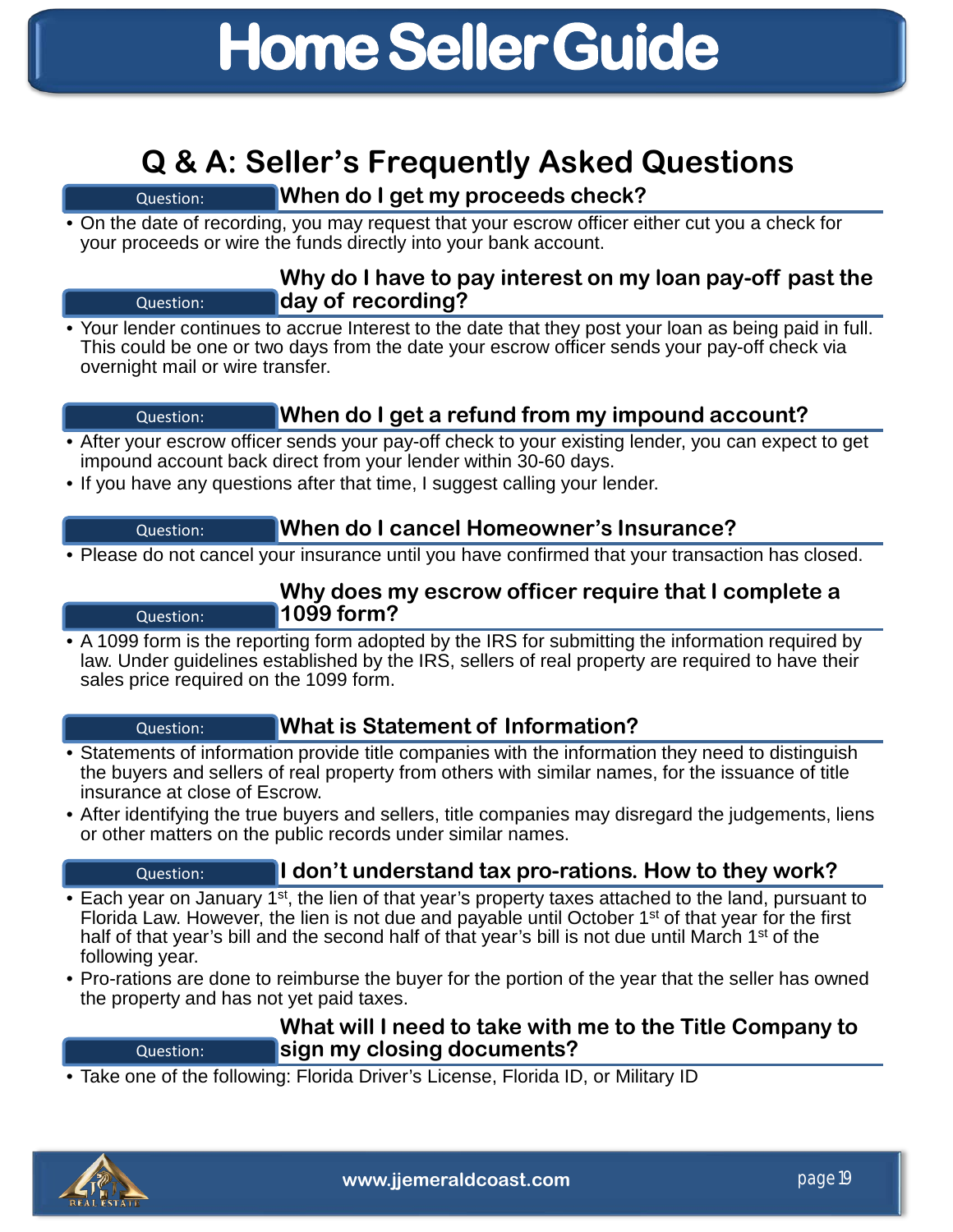# Home Seller Guide

## Q & A: Seller's Frequently Asked Questions

**Question: When do I get my proceeds check?**

- On the date of recording, you may request that your escrow officer either cut you a check for your proceeds or wire the funds directly into your bank account.

**Question: Why do I have to pay interest on my loan pay-off past the day of recording?**

- Your lender continues to accrue Interest to the date that they post your loan as being paid in full. This could be one or two days from the date your escrow officer sends your pay-off check via overnight mail or wire transfer.

**Question: When do I get a refund from my impound account?**

- After your escrow officer sends your pay-off check to your existing lender, you can expect to get impound account back direct from your lender within 30-60 days.
- If you have any questions after that time, I suggest calling your lender.

**Question: When do I cancel Homeowner's Insurance?**

- Please do not cancel your insurance until you have confirmed that your transaction has closed.

**Question: Why does my escrow officer require that I complete a 1099 form?**

- A 1099 form is the reporting form adopted by the IRS for submitting the information required by law. Under guidelines established by the IRS, sellers of real property are required to have their sales price required on the 1099 form.

**Question: What is Statement of Information?**

- Statements of information provide title companies with the information they need to distinguish the buyers and sellers of real property from others with similar names, for the issuance of title insurance at close of Escrow.
- After identifying the true buyers and sellers, title companies may disregard the judgements, liens or other matters on the public records under similar names.

**Question: I don't understand tax pro-rations. How to they work?**

- Each year on January 1st, the lien of that year's property taxes attached to the land, pursuant to Florida Law. However, the lien is not due and payable until October 1st of that year for the first half of that year's bill and the second half of that year's bill is not due until March 1st of the following year.
- Pro-rations are done to reimburse the buyer for the portion of the year that the seller has owned the property and has not yet paid taxes.

**Question: What will I need to take with me to the Title Company to sign my closing documents?**

- Take one of the following: Florida Driver's License, Florida ID, or Military ID

www.jjemeraldcoast.com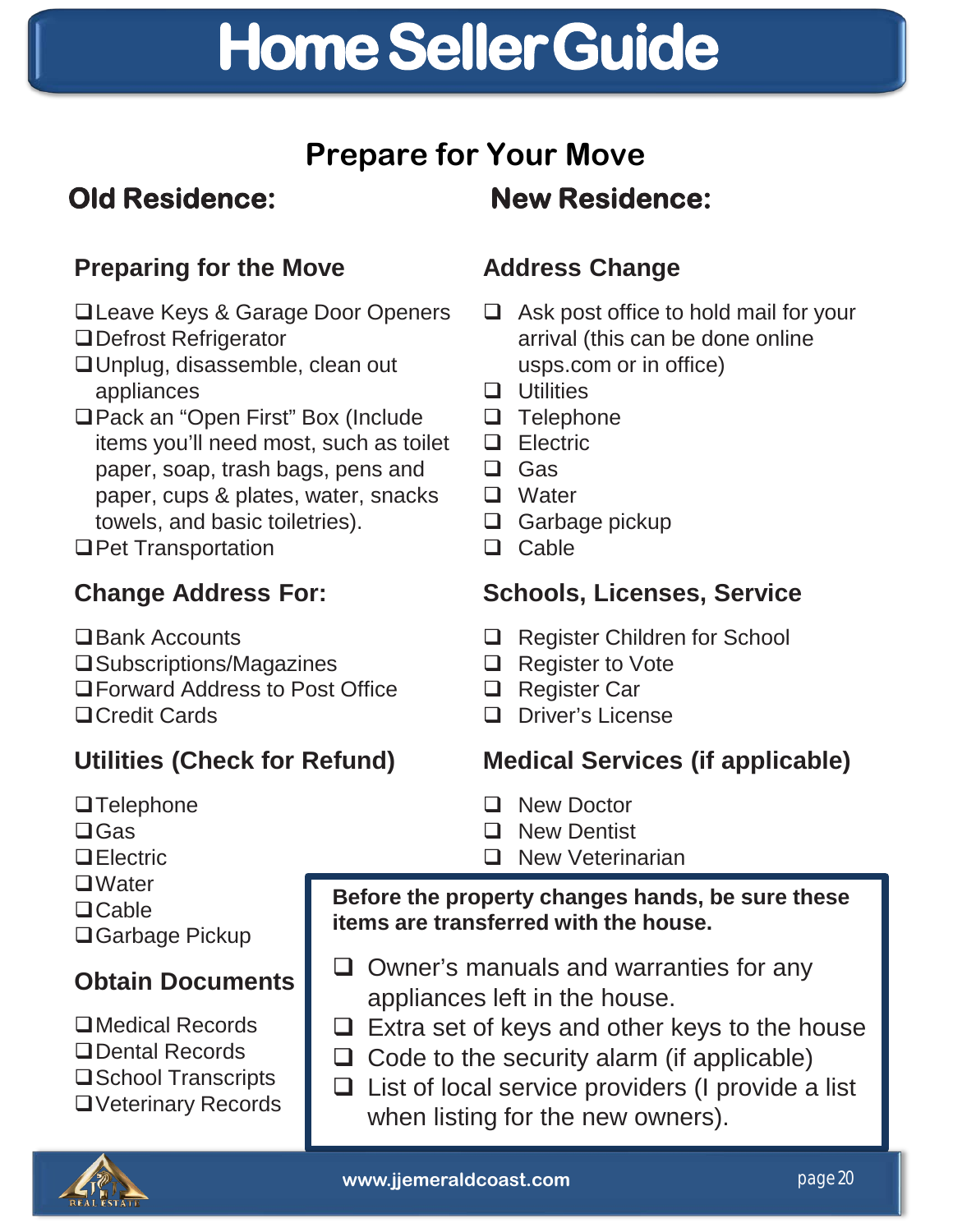# Home Seller Guide

## Prepare for Your Move

## Old Residence:

### Preparing for the Move

- ❑ Leave Keys & Garage Door Openers
- ❑ Defrost Refrigerator
- ❑ Unplug, disassemble, clean out appliances
- ❑ Pack an "Open First" Box (Include items you'll need most, such as toilet paper, soap, trash bags, pens and paper, cups & plates, water, snacks towels, and basic toiletries).
- ❑ Pet Transportation

### Change Address For:

- ❑ Bank Accounts
- ❑ Subscriptions/Magazines
- ❑ Forward Address to Post Office
- ❑ Credit Cards

### Utilities (Check for Refund)

- ❑ Telephone
- ❑ Gas
- ❑ Electric
- ❑ Water
- ❑ Cable
- ❑ Garbage Pickup

### Obtain Documents

- ❑ Medical Records
- ❑ Dental Records
- ❑ School Transcripts
- ❑ Veterinary Records

## New Residence:

### Address Change

- ❑ Ask post office to hold mail for your arrival (this can be done online usps.com or in office)
- ❑ Utilities
- ❑ Telephone
- ❑ Electric
- ❑ Gas
- ❑ Water
- ❑ Garbage pickup
- ❑ Cable

### Schools, Licenses, Service

- ❑ Register Children for School
- ❑ Register to Vote
- ❑ Register Car
- ❑ Driver's License

### Medical Services (if applicable)

- ❑ New Doctor
- ❑ New Dentist
- ❑ New Veterinarian

**Before the property changes hands, be sure these items are transferred with the house.**

- ❑ Owner's manuals and warranties for any appliances left in the house.
- ❑ Extra set of keys and other keys to the house
- ❑ Code to the security alarm (if applicable)
- ❑ List of local service providers (I provide a list when listing for the new owners).

www.jjemeraldcoast.com